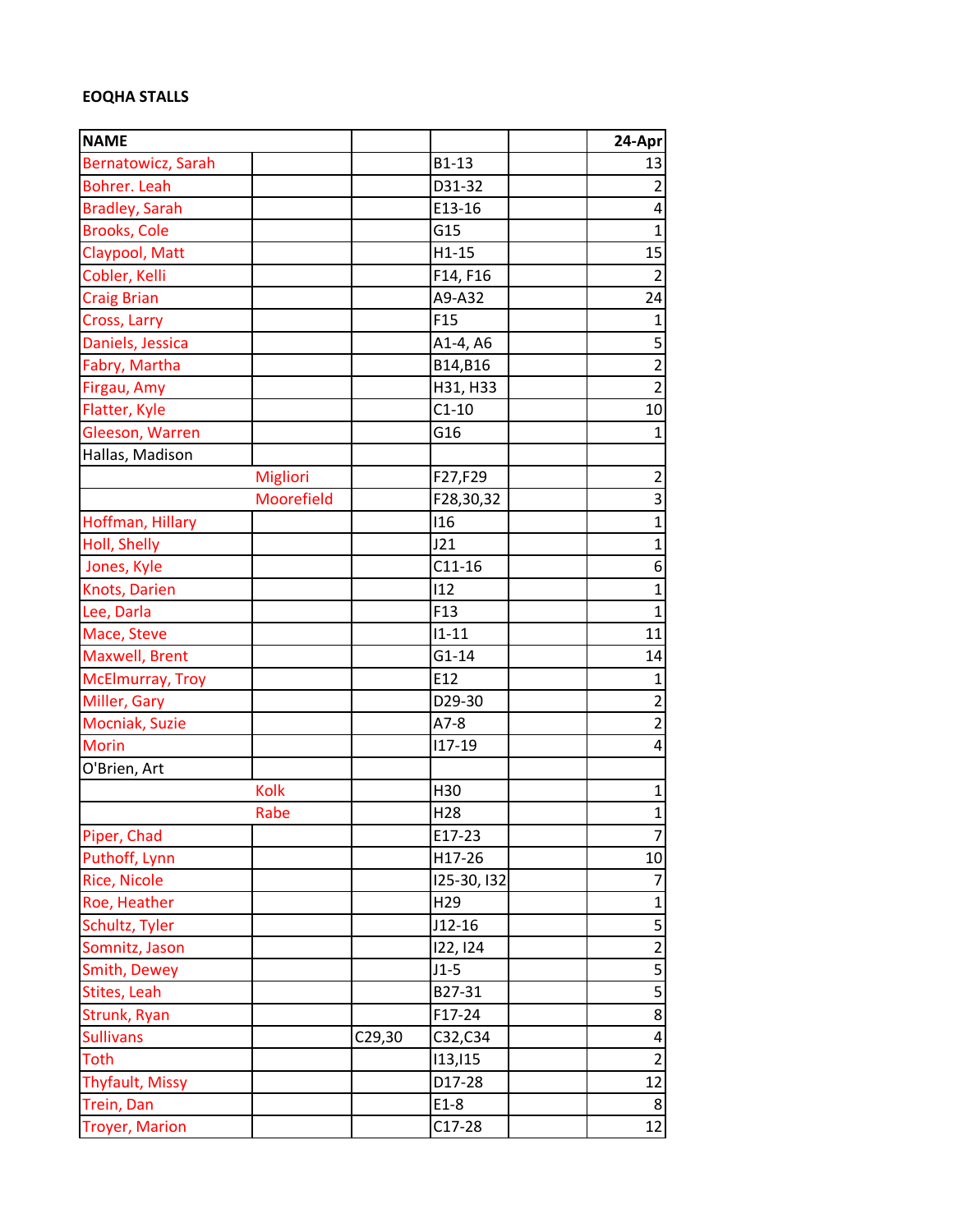**EOQHA STALLS**

| NAME | | | | | 24-Apr |
|---|---|---|---|---|---|
| Bernatowicz, Sarah | | | B1-13 | | 13 |
| Bohrer. Leah | | | D31-32 | | 2 |
| Bradley, Sarah | | | E13-16 | | 4 |
| Brooks, Cole | | | G15 | | 1 |
| Claypool, Matt | | | H1-15 | | 15 |
| Cobler, Kelli | | | F14, F16 | | 2 |
| Craig Brian | | | A9-A32 | | 24 |
| Cross, Larry | | | F15 | | 1 |
| Daniels, Jessica | | | A1-4, A6 | | 5 |
| Fabry, Martha | | | B14,B16 | | 2 |
| Firgau, Amy | | | H31, H33 | | 2 |
| Flatter, Kyle | | | C1-10 | | 10 |
| Gleeson, Warren | | | G16 | | 1 |
| Hallas, Madison | | | | | |
| | Migliori | | F27,F29 | | 2 |
| | Moorefield | | F28,30,32 | | 3 |
| Hoffman, Hillary | | | I16 | | 1 |
| Holl, Shelly | | | J21 | | 1 |
| Jones, Kyle | | | C11-16 | | 6 |
| Knots, Darien | | | I12 | | 1 |
| Lee, Darla | | | F13 | | 1 |
| Mace, Steve | | | I1-11 | | 11 |
| Maxwell, Brent | | | G1-14 | | 14 |
| McElmurray, Troy | | | E12 | | 1 |
| Miller, Gary | | | D29-30 | | 2 |
| Mocniak, Suzie | | | A7-8 | | 2 |
| Morin | | | I17-19 | | 4 |
| O'Brien, Art | | | | | |
| | Kolk | | H30 | | 1 |
| | Rabe | | H28 | | 1 |
| Piper, Chad | | | E17-23 | | 7 |
| Puthoff, Lynn | | | H17-26 | | 10 |
| Rice, Nicole | | | I25-30, I32 | | 7 |
| Roe, Heather | | | H29 | | 1 |
| Schultz, Tyler | | | J12-16 | | 5 |
| Somnitz, Jason | | | I22, I24 | | 2 |
| Smith, Dewey | | | J1-5 | | 5 |
| Stites, Leah | | | B27-31 | | 5 |
| Strunk, Ryan | | | F17-24 | | 8 |
| Sullivans | | C29,30 | C32,C34 | | 4 |
| Toth | | | I13,I15 | | 2 |
| Thyfault, Missy | | | D17-28 | | 12 |
| Trein, Dan | | | E1-8 | | 8 |
| Troyer, Marion | | | C17-28 | | 12 |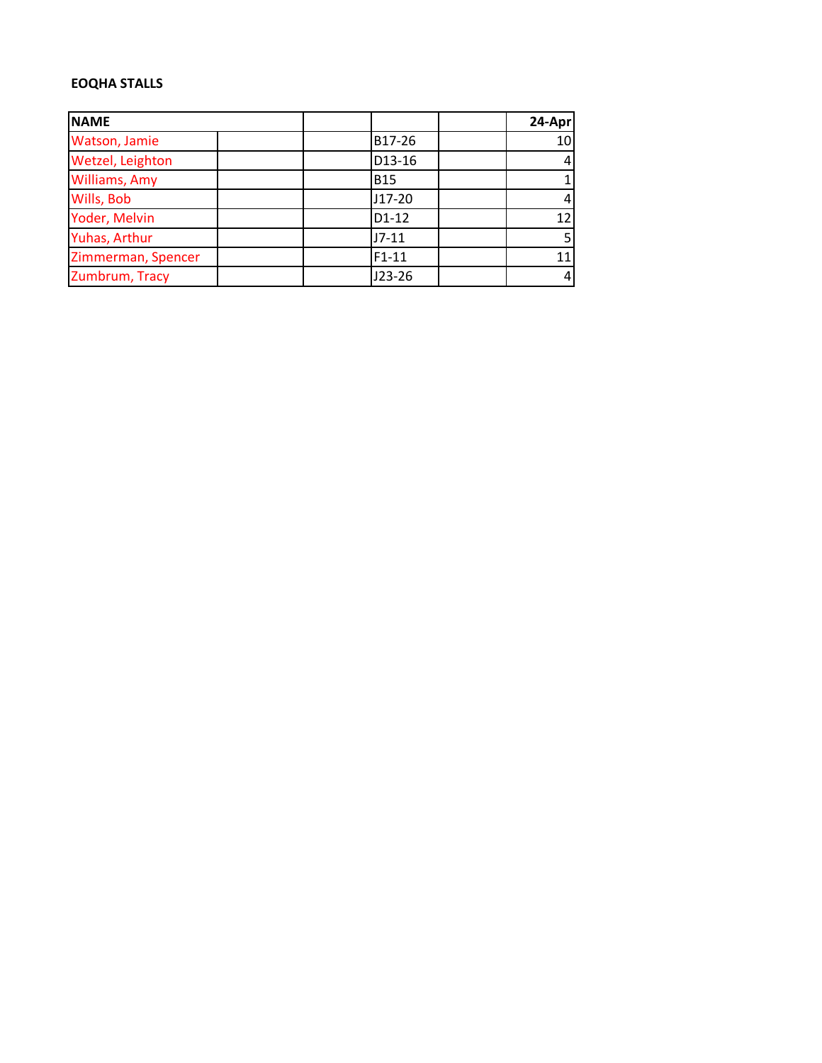**EOQHA STALLS**

| NAME | | | | | 24-Apr |
|---|---|---|---|---|---|
| Watson, Jamie | | | B17-26 | | 10 |
| Wetzel, Leighton | | | D13-16 | | 4 |
| Williams, Amy | | | B15 | | 1 |
| Wills, Bob | | | J17-20 | | 4 |
| Yoder, Melvin | | | D1-12 | | 12 |
| Yuhas, Arthur | | | J7-11 | | 5 |
| Zimmerman, Spencer | | | F1-11 | | 11 |
| Zumbrum, Tracy | | | J23-26 | | 4 |